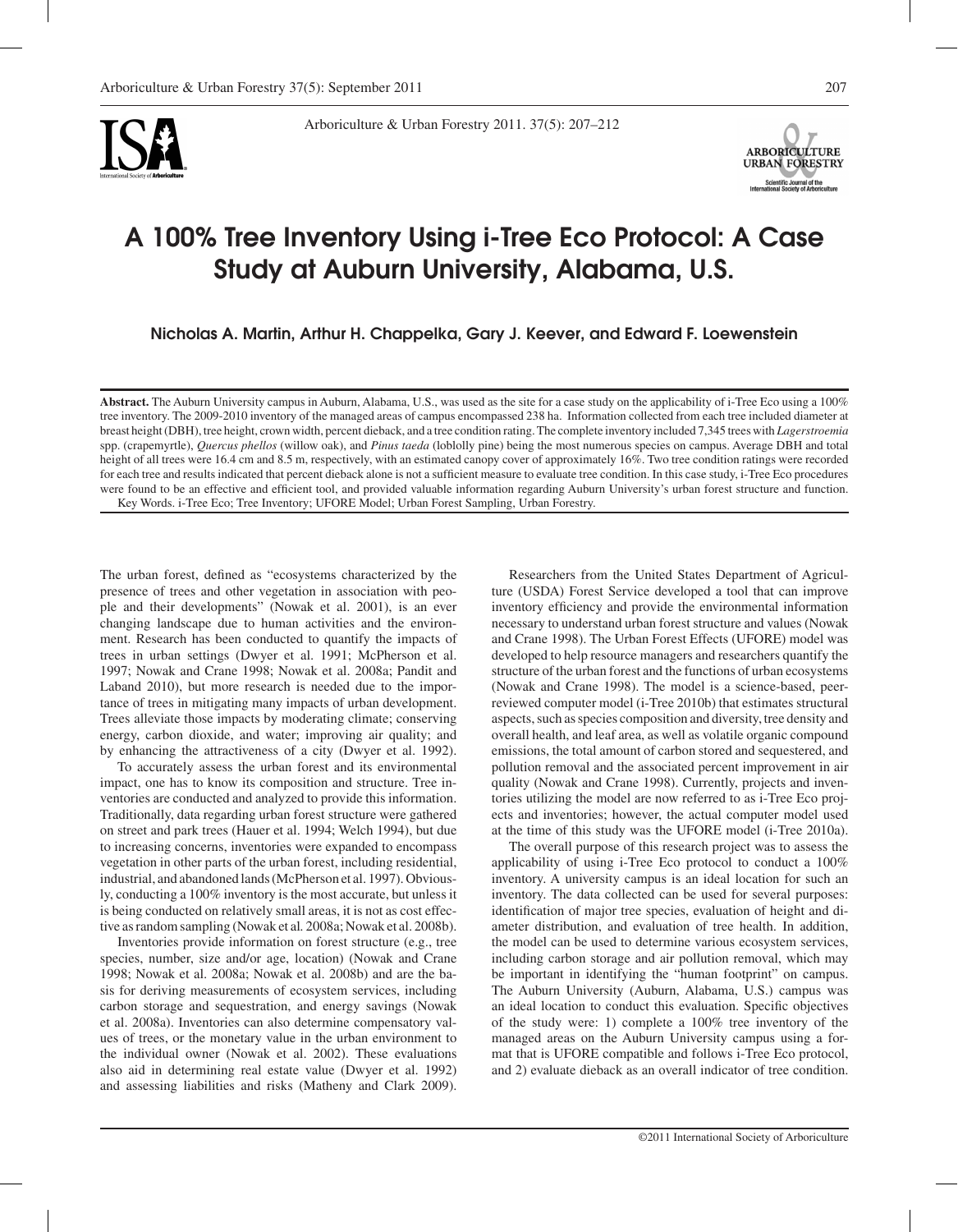# A 100% Tree Inventory Using i-Tree Eco Protocol: A Case Study at Auburn University, Alabama, U.S.

**Nicholas A. Martin, Arthur H. Chappelka, Gary J. Keever, and Edward F. Loewenstein**

**Abstract.** The Auburn University campus in Auburn, Alabama, U.S., was used as the site for a case study on the applicability of i-Tree Eco using a 100% tree inventory. The 2009-2010 inventory of the managed areas of campus encompassed 238 ha. Information collected from each tree included diameter at breast height (DBH), tree height, crown width, percent dieback, and a tree condition rating. The complete inventory included 7,345 trees with *Lagerstroemia* spp. (crapemyrtle), *Quercus phellos* (willow oak), and *Pinus taeda* (loblolly pine) being the most numerous species on campus. Average DBH and total height of all trees were 16.4 cm and 8.5 m, respectively, with an estimated canopy cover of approximately 16%. Two tree condition ratings were recorded for each tree and results indicated that percent dieback alone is not a sufficient measure to evaluate tree condition. In this case study, i-Tree Eco procedures were found to be an effective and efficient tool, and provided valuable information regarding Auburn University's urban forest structure and function.

Key Words. i-Tree Eco; Tree Inventory; UFORE Model; Urban Forest Sampling, Urban Forestry.

The urban forest, defined as "ecosystems characterized by the presence of trees and other vegetation in association with people and their developments" (Nowak et al. 2001), is an ever changing landscape due to human activities and the environment. Research has been conducted to quantify the impacts of trees in urban settings (Dwyer et al. 1991; McPherson et al. 1997; Nowak and Crane 1998; Nowak et al. 2008a; Pandit and Laband 2010), but more research is needed due to the importance of trees in mitigating many impacts of urban development. Trees alleviate those impacts by moderating climate; conserving energy, carbon dioxide, and water; improving air quality; and by enhancing the attractiveness of a city (Dwyer et al. 1992).

To accurately assess the urban forest and its environmental impact, one has to know its composition and structure. Tree inventories are conducted and analyzed to provide this information. Traditionally, data regarding urban forest structure were gathered on street and park trees (Hauer et al. 1994; Welch 1994), but due to increasing concerns, inventories were expanded to encompass vegetation in other parts of the urban forest, including residential, industrial, and abandoned lands (McPherson et al. 1997). Obviously, conducting a 100% inventory is the most accurate, but unless it is being conducted on relatively small areas, it is not as cost effective as random sampling (Nowak et al. 2008a; Nowak et al. 2008b).

Inventories provide information on forest structure (e.g., tree species, number, size and/or age, location) (Nowak and Crane 1998; Nowak et al. 2008a; Nowak et al. 2008b) and are the basis for deriving measurements of ecosystem services, including carbon storage and sequestration, and energy savings (Nowak et al. 2008a). Inventories can also determine compensatory values of trees, or the monetary value in the urban environment to the individual owner (Nowak et al. 2002). These evaluations also aid in determining real estate value (Dwyer et al. 1992) and assessing liabilities and risks (Matheny and Clark 2009).

Researchers from the United States Department of Agriculture (USDA) Forest Service developed a tool that can improve inventory efficiency and provide the environmental information necessary to understand urban forest structure and values (Nowak and Crane 1998). The Urban Forest Effects (UFORE) model was developed to help resource managers and researchers quantify the structure of the urban forest and the functions of urban ecosystems (Nowak and Crane 1998). The model is a science-based, peer-reviewed computer model (i-Tree 2010b) that estimates structural aspects, such as species composition and diversity, tree density and overall health, and leaf area, as well as volatile organic compound emissions, the total amount of carbon stored and sequestered, and pollution removal and the associated percent improvement in air quality (Nowak and Crane 1998). Currently, projects and inventories utilizing the model are now referred to as i-Tree Eco projects and inventories; however, the actual computer model used at the time of this study was the UFORE model (i-Tree 2010a).

The overall purpose of this research project was to assess the applicability of using i-Tree Eco protocol to conduct a 100% inventory. A university campus is an ideal location for such an inventory. The data collected can be used for several purposes: identification of major tree species, evaluation of height and diameter distribution, and evaluation of tree health. In addition, the model can be used to determine various ecosystem services, including carbon storage and air pollution removal, which may be important in identifying the "human footprint" on campus. The Auburn University (Auburn, Alabama, U.S.) campus was an ideal location to conduct this evaluation. Specific objectives of the study were: 1) complete a 100% tree inventory of the managed areas on the Auburn University campus using a format that is UFORE compatible and follows i-Tree Eco protocol, and 2) evaluate dieback as an overall indicator of tree condition.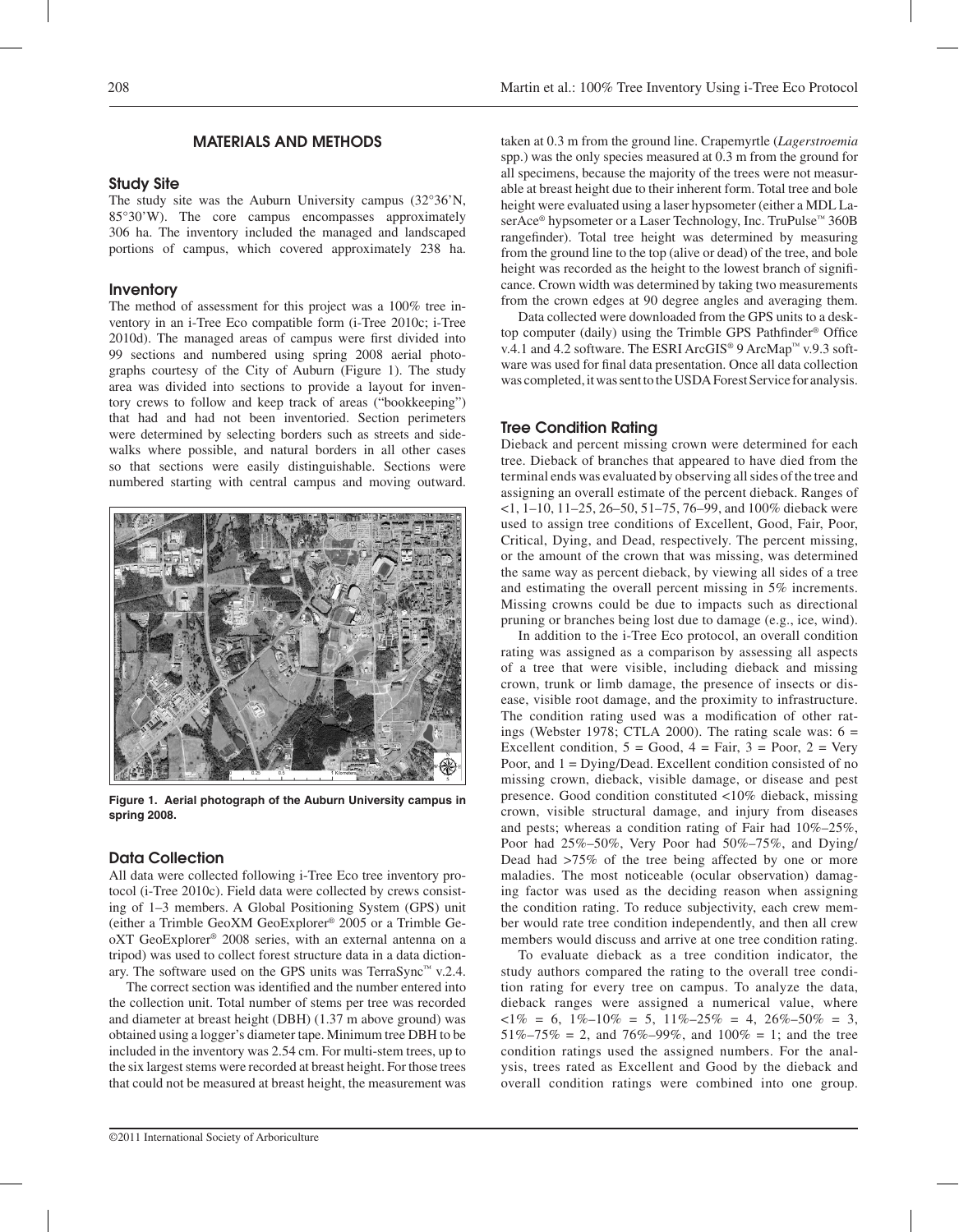## MATERIALS AND METHODS

### Study Site

The study site was the Auburn University campus (32°36'N, 85°30'W). The core campus encompasses approximately 306 ha. The inventory included the managed and landscaped portions of campus, which covered approximately 238 ha.

### Inventory

The method of assessment for this project was a 100% tree inventory in an i-Tree Eco compatible form (i-Tree 2010c; i-Tree 2010d). The managed areas of campus were first divided into 99 sections and numbered using spring 2008 aerial photographs courtesy of the City of Auburn (Figure 1). The study area was divided into sections to provide a layout for inventory crews to follow and keep track of areas ("bookkeeping") that had and had not been inventoried. Section perimeters were determined by selecting borders such as streets and sidewalks where possible, and natural borders in all other cases so that sections were easily distinguishable. Sections were numbered starting with central campus and moving outward.

**Figure 1. Aerial photograph of the Auburn University campus in spring 2008.**

### Data Collection

All data were collected following i-Tree Eco tree inventory protocol (i-Tree 2010c). Field data were collected by crews consisting of 1–3 members. A Global Positioning System (GPS) unit (either a Trimble GeoXM GeoExplorer® 2005 or a Trimble GeoXT GeoExplorer® 2008 series, with an external antenna on a tripod) was used to collect forest structure data in a data dictionary. The software used on the GPS units was TerraSync™ v.2.4.

The correct section was identified and the number entered into the collection unit. Total number of stems per tree was recorded and diameter at breast height (DBH) (1.37 m above ground) was obtained using a logger's diameter tape. Minimum tree DBH to be included in the inventory was 2.54 cm. For multi-stem trees, up to the six largest stems were recorded at breast height. For those trees that could not be measured at breast height, the measurement was taken at 0.3 m from the ground line. Crapemyrtle (*Lagerstroemia* spp.) was the only species measured at 0.3 m from the ground for all specimens, because the majority of the trees were not measurable at breast height due to their inherent form. Total tree and bole height were evaluated using a laser hypsometer (either a MDL LaserAce® hypsometer or a Laser Technology, Inc. TruPulse™ 360B rangefinder). Total tree height was determined by measuring from the ground line to the top (alive or dead) of the tree, and bole height was recorded as the height to the lowest branch of significance. Crown width was determined by taking two measurements from the crown edges at 90 degree angles and averaging them.

Data collected were downloaded from the GPS units to a desktop computer (daily) using the Trimble GPS Pathfinder® Office v.4.1 and 4.2 software. The ESRI ArcGIS® 9 ArcMap™ v.9.3 software was used for final data presentation. Once all data collection was completed, it was sent to the USDA Forest Service for analysis.

### Tree Condition Rating

Dieback and percent missing crown were determined for each tree. Dieback of branches that appeared to have died from the terminal ends was evaluated by observing all sides of the tree and assigning an overall estimate of the percent dieback. Ranges of <1, 1–10, 11–25, 26–50, 51–75, 76–99, and 100% dieback were used to assign tree conditions of Excellent, Good, Fair, Poor, Critical, Dying, and Dead, respectively. The percent missing, or the amount of the crown that was missing, was determined the same way as percent dieback, by viewing all sides of a tree and estimating the overall percent missing in 5% increments. Missing crowns could be due to impacts such as directional pruning or branches being lost due to damage (e.g., ice, wind).

In addition to the i-Tree Eco protocol, an overall condition rating was assigned as a comparison by assessing all aspects of a tree that were visible, including dieback and missing crown, trunk or limb damage, the presence of insects or disease, visible root damage, and the proximity to infrastructure. The condition rating used was a modification of other ratings (Webster 1978; CTLA 2000). The rating scale was: 6 = Excellent condition, 5 = Good, 4 = Fair, 3 = Poor, 2 = Very Poor, and 1 = Dying/Dead. Excellent condition consisted of no missing crown, dieback, visible damage, or disease and pest presence. Good condition constituted <10% dieback, missing crown, visible structural damage, and injury from diseases and pests; whereas a condition rating of Fair had 10%–25%, Poor had 25%–50%, Very Poor had 50%–75%, and Dying/Dead had >75% of the tree being affected by one or more maladies. The most noticeable (ocular observation) damaging factor was used as the deciding reason when assigning the condition rating. To reduce subjectivity, each crew member would rate tree condition independently, and then all crew members would discuss and arrive at one tree condition rating.

To evaluate dieback as a tree condition indicator, the study authors compared the rating to the overall tree condition rating for every tree on campus. To analyze the data, dieback ranges were assigned a numerical value, where <1% = 6, 1%–10% = 5, 11%–25% = 4, 26%–50% = 3, 51%–75% = 2, and 76%–99%, and 100% = 1; and the tree condition ratings used the assigned numbers. For the analysis, trees rated as Excellent and Good by the dieback and overall condition ratings were combined into one group.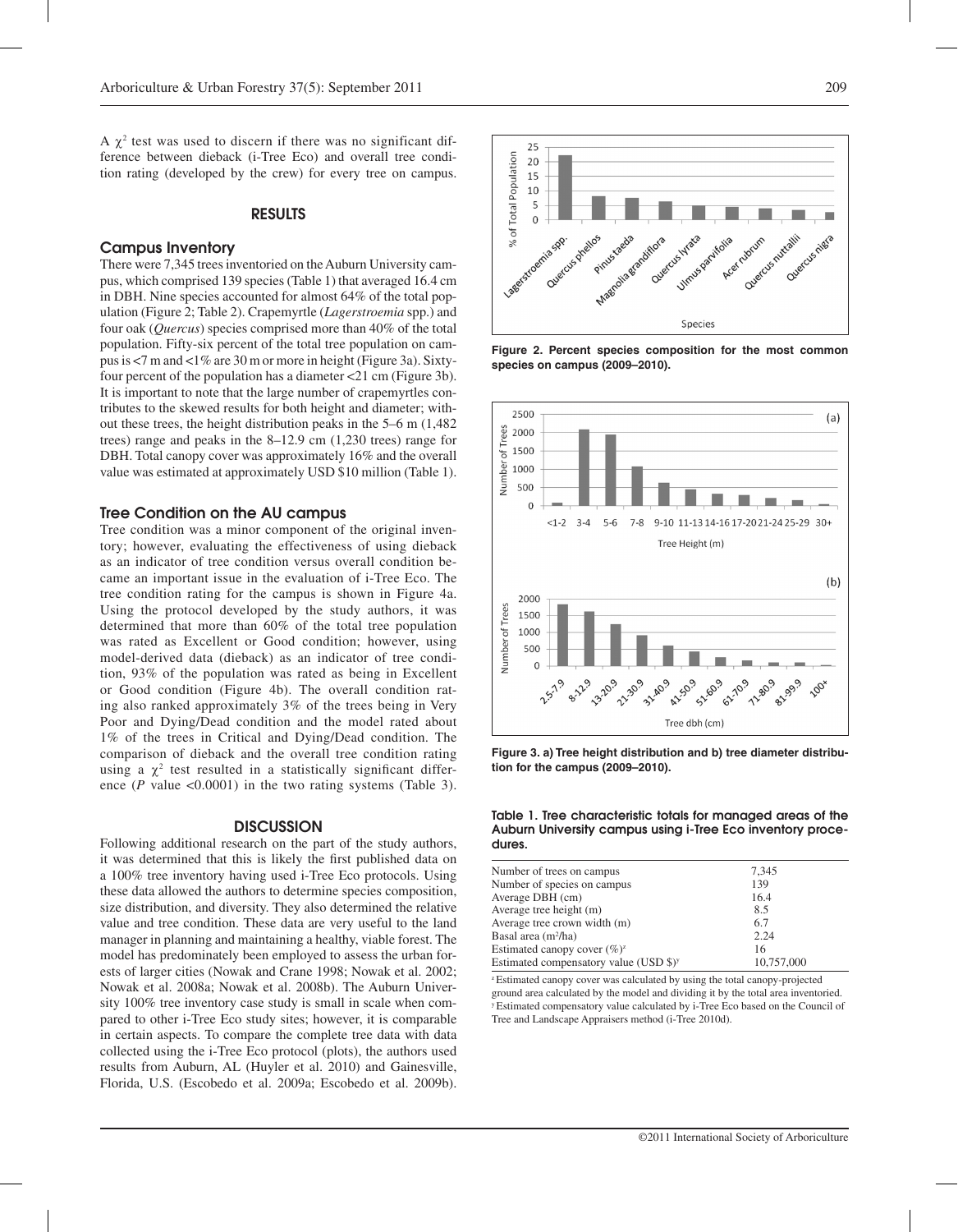A $\chi^2$ test was used to discern if there was no significant difference between dieback (i-Tree Eco) and overall tree condition rating (developed by the crew) for every tree on campus.

## RESULTS

### Campus Inventory

There were 7,345 trees inventoried on the Auburn University campus, which comprised 139 species (Table 1) that averaged 16.4 cm in DBH. Nine species accounted for almost 64% of the total population (Figure 2; Table 2). Crapemyrtle (*Lagerstroemia* spp.) and four oak (*Quercus*) species comprised more than 40% of the total population. Fifty-six percent of the total tree population on campus is <7 m and <1% are 30 m or more in height (Figure 3a). Sixty-four percent of the population has a diameter <21 cm (Figure 3b). It is important to note that the large number of crapemyrtles contributes to the skewed results for both height and diameter; without these trees, the height distribution peaks in the 5–6 m (1,482 trees) range and peaks in the 8–12.9 cm (1,230 trees) range for DBH. Total canopy cover was approximately 16% and the overall value was estimated at approximately USD $10 million (Table 1).

### Tree Condition on the AU campus

Tree condition was a minor component of the original inventory; however, evaluating the effectiveness of using dieback as an indicator of tree condition versus overall condition became an important issue in the evaluation of i-Tree Eco. The tree condition rating for the campus is shown in Figure 4a. Using the protocol developed by the study authors, it was determined that more than 60% of the total tree population was rated as Excellent or Good condition; however, using model-derived data (dieback) as an indicator of tree condition, 93% of the population was rated as being in Excellent or Good condition (Figure 4b). The overall condition rating also ranked approximately 3% of the trees being in Very Poor and Dying/Dead condition and the model rated about 1% of the trees in Critical and Dying/Dead condition. The comparison of dieback and the overall tree condition rating using a $\chi^2$ test resulted in a statistically significant difference ($P$ value <0.0001) in the two rating systems (Table 3).

## DISCUSSION

Following additional research on the part of the study authors, it was determined that this is likely the first published data on a 100% tree inventory having used i-Tree Eco protocols. Using these data allowed the authors to determine species composition, size distribution, and diversity. They also determined the relative value and tree condition. These data are very useful to the land manager in planning and maintaining a healthy, viable forest. The model has predominately been employed to assess the urban forests of larger cities (Nowak and Crane 1998; Nowak et al. 2002; Nowak et al. 2008a; Nowak et al. 2008b). The Auburn University 100% tree inventory case study is small in scale when compared to other i-Tree Eco study sites; however, it is comparable in certain aspects. To compare the complete tree data with data collected using the i-Tree Eco protocol (plots), the authors used results from Auburn, AL (Huyler et al. 2010) and Gainesville, Florida, U.S. (Escobedo et al. 2009a; Escobedo et al. 2009b).

**Figure 2. Percent species composition for the most common species on campus (2009–2010).**

**Figure 3. a) Tree height distribution and b) tree diameter distribution for the campus (2009–2010).**

**Table 1. Tree characteristic totals for managed areas of the Auburn University campus using i-Tree Eco inventory procedures.**

| | |
|---|---|
| Number of trees on campus | 7,345 |
| Number of species on campus | 139 |
| Average DBH (cm) | 16.4 |
| Average tree height (m) | 8.5 |
| Average tree crown width (m) | 6.7 |
| Basal area (m²/ha) | 2.24 |
| Estimated canopy cover (%)[z] | 16 |
| Estimated compensatory value (USD $)[y] | 10,757,000 |

[z] Estimated canopy cover was calculated by using the total canopy-projected ground area calculated by the model and dividing it by the total area inventoried.
[y] Estimated compensatory value calculated by i-Tree Eco based on the Council of Tree and Landscape Appraisers method (i-Tree 2010d).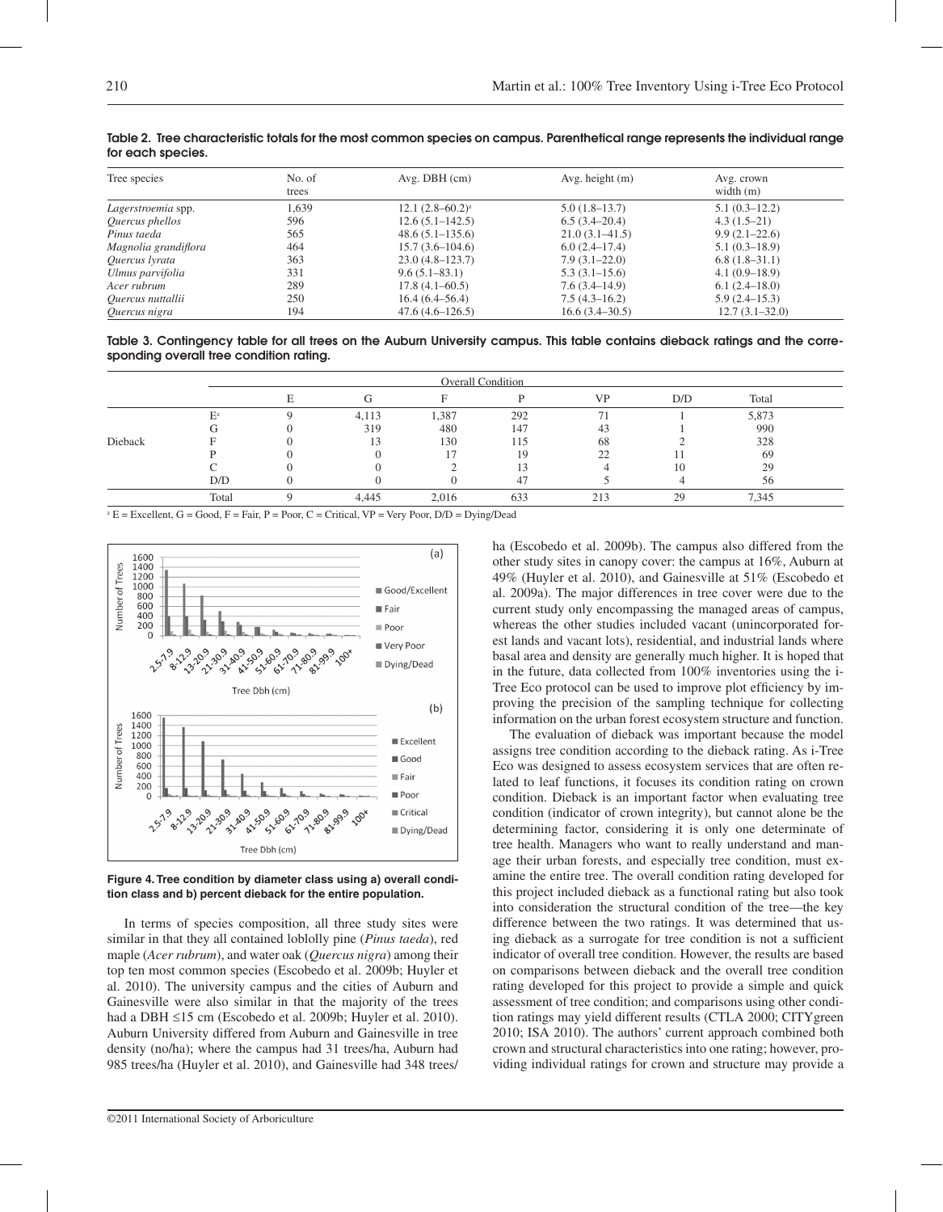**Table 2. Tree characteristic totals for the most common species on campus. Parenthetical range represents the individual range for each species.**

| Tree species | No. of trees | Avg. DBH (cm) | Avg. height (m) | Avg. crown width (m) |
|---|---|---|---|---|
| *Lagerstroemia* spp. | 1,639 | 12.1 (2.8–60.2)[z] | 5.0 (1.8–13.7) | 5.1 (0.3–12.2) |
| *Quercus phellos* | 596 | 12.6 (5.1–142.5) | 6.5 (3.4–20.4) | 4.3 (1.5–21) |
| *Pinus taeda* | 565 | 48.6 (5.1–135.6) | 21.0 (3.1–41.5) | 9.9 (2.1–22.6) |
| *Magnolia grandiflora* | 464 | 15.7 (3.6–104.6) | 6.0 (2.4–17.4) | 5.1 (0.3–18.9) |
| *Quercus lyrata* | 363 | 23.0 (4.8–123.7) | 7.9 (3.1–22.0) | 6.8 (1.8–31.1) |
| *Ulmus parvifolia* | 331 | 9.6 (5.1–83.1) | 5.3 (3.1–15.6) | 4.1 (0.9–18.9) |
| *Acer rubrum* | 289 | 17.8 (4.1–60.5) | 7.6 (3.4–14.9) | 6.1 (2.4–18.0) |
| *Quercus nuttallii* | 250 | 16.4 (6.4–56.4) | 7.5 (4.3–16.2) | 5.9 (2.4–15.3) |
| *Quercus nigra* | 194 | 47.6 (4.6–126.5) | 16.6 (3.4–30.5) | 12.7 (3.1–32.0) |

**Table 3. Contingency table for all trees on the Auburn University campus. This table contains dieback ratings and the corresponding overall tree condition rating.**

| | | Overall Condition | | | | | | |
|---|---|---|---|---|---|---|---|---|
| | | E | G | F | P | VP | D/D | Total |
| Dieback | E[z] | 9 | 4,113 | 1,387 | 292 | 71 | 1 | 5,873 |
| | G | 0 | 319 | 480 | 147 | 43 | 1 | 990 |
| | F | 0 | 13 | 130 | 115 | 68 | 2 | 328 |
| | P | 0 | 0 | 17 | 19 | 22 | 11 | 69 |
| | C | 0 | 0 | 2 | 13 | 4 | 10 | 29 |
| | D/D | 0 | 0 | 0 | 47 | 5 | 4 | 56 |
| | Total | 9 | 4,445 | 2,016 | 633 | 213 | 29 | 7,345 |

[z] E = Excellent, G = Good, F = Fair, P = Poor, C = Critical, VP = Very Poor, D/D = Dying/Dead

**Figure 4. Tree condition by diameter class using a) overall condition class and b) percent dieback for the entire population.**

In terms of species composition, all three study sites were similar in that they all contained loblolly pine (*Pinus taeda*), red maple (*Acer rubrum*), and water oak (*Quercus nigra*) among their top ten most common species (Escobedo et al. 2009b; Huyler et al. 2010). The university campus and the cities of Auburn and Gainesville were also similar in that the majority of the trees had a DBH ≤15 cm (Escobedo et al. 2009b; Huyler et al. 2010). Auburn University differed from Auburn and Gainesville in tree density (no/ha); where the campus had 31 trees/ha, Auburn had 985 trees/ha (Huyler et al. 2010), and Gainesville had 348 trees/ha (Escobedo et al. 2009b). The campus also differed from the other study sites in canopy cover: the campus at 16%, Auburn at 49% (Huyler et al. 2010), and Gainesville at 51% (Escobedo et al. 2009a). The major differences in tree cover were due to the current study only encompassing the managed areas of campus, whereas the other studies included vacant (unincorporated forest lands and vacant lots), residential, and industrial lands where basal area and density are generally much higher. It is hoped that in the future, data collected from 100% inventories using the i-Tree Eco protocol can be used to improve plot efficiency by improving the precision of the sampling technique for collecting information on the urban forest ecosystem structure and function.

The evaluation of dieback was important because the model assigns tree condition according to the dieback rating. As i-Tree Eco was designed to assess ecosystem services that are often related to leaf functions, it focuses its condition rating on crown condition. Dieback is an important factor when evaluating tree condition (indicator of crown integrity), but cannot alone be the determining factor, considering it is only one determinate of tree health. Managers who want to really understand and manage their urban forests, and especially tree condition, must examine the entire tree. The overall condition rating developed for this project included dieback as a functional rating but also took into consideration the structural condition of the tree—the key difference between the two ratings. It was determined that using dieback as a surrogate for tree condition is not a sufficient indicator of overall tree condition. However, the results are based on comparisons between dieback and the overall tree condition rating developed for this project to provide a simple and quick assessment of tree condition; and comparisons using other condition ratings may yield different results (CTLA 2000; CITYgreen 2010; ISA 2010). The authors' current approach combined both crown and structural characteristics into one rating; however, providing individual ratings for crown and structure may provide a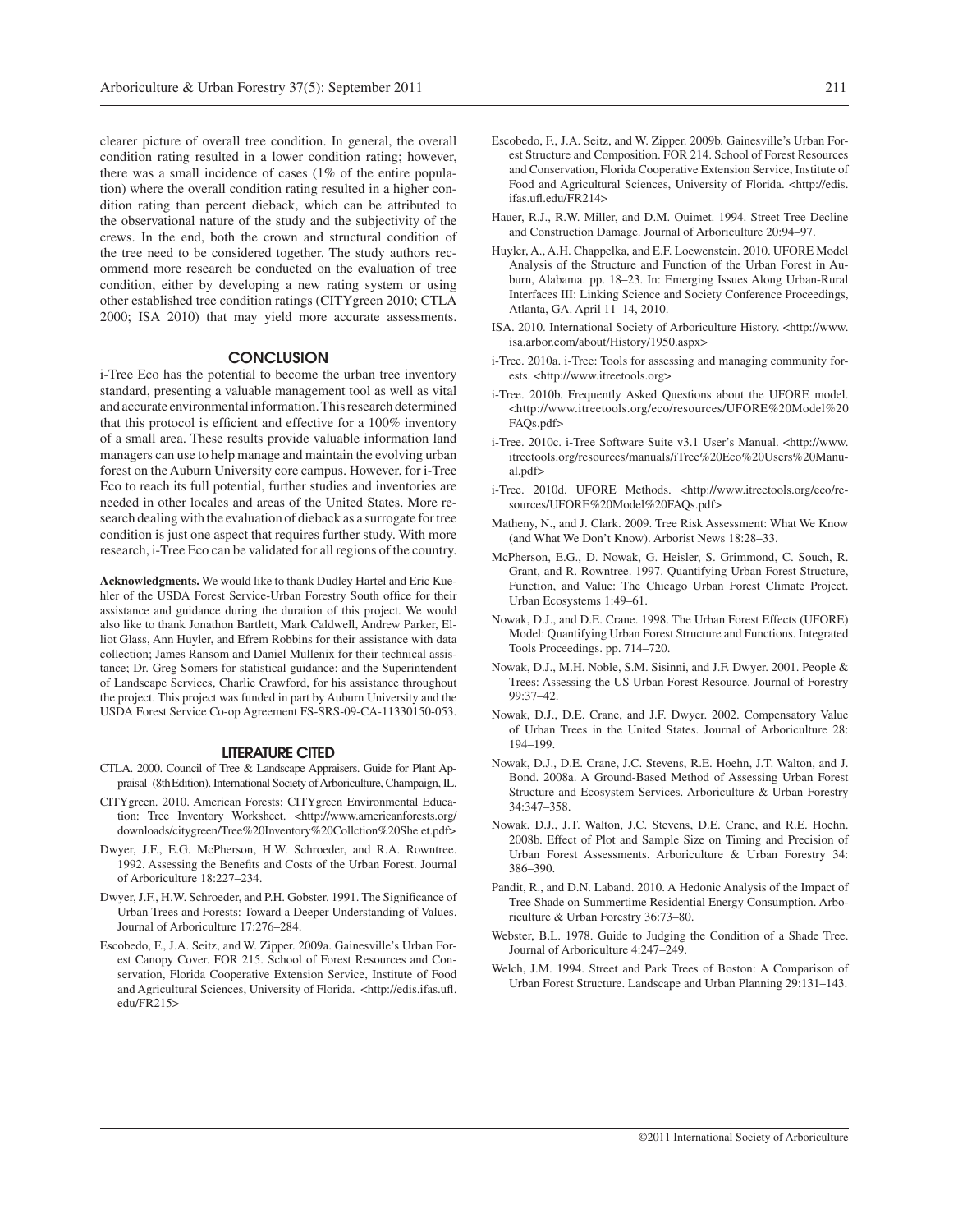clearer picture of overall tree condition. In general, the overall condition rating resulted in a lower condition rating; however, there was a small incidence of cases (1% of the entire population) where the overall condition rating resulted in a higher condition rating than percent dieback, which can be attributed to the observational nature of the study and the subjectivity of the crews. In the end, both the crown and structural condition of the tree need to be considered together. The study authors recommend more research be conducted on the evaluation of tree condition, either by developing a new rating system or using other established tree condition ratings (CITYgreen 2010; CTLA 2000; ISA 2010) that may yield more accurate assessments.

## CONCLUSION

i-Tree Eco has the potential to become the urban tree inventory standard, presenting a valuable management tool as well as vital and accurate environmental information. This research determined that this protocol is efficient and effective for a 100% inventory of a small area. These results provide valuable information land managers can use to help manage and maintain the evolving urban forest on the Auburn University core campus. However, for i-Tree Eco to reach its full potential, further studies and inventories are needed in other locales and areas of the United States. More research dealing with the evaluation of dieback as a surrogate for tree condition is just one aspect that requires further study. With more research, i-Tree Eco can be validated for all regions of the country.

**Acknowledgments.** We would like to thank Dudley Hartel and Eric Kuehler of the USDA Forest Service-Urban Forestry South office for their assistance and guidance during the duration of this project. We would also like to thank Jonathon Bartlett, Mark Caldwell, Andrew Parker, Elliot Glass, Ann Huyler, and Efrem Robbins for their assistance with data collection; James Ransom and Daniel Mullenix for their technical assistance; Dr. Greg Somers for statistical guidance; and the Superintendent of Landscape Services, Charlie Crawford, for his assistance throughout the project. This project was funded in part by Auburn University and the USDA Forest Service Co-op Agreement FS-SRS-09-CA-11330150-053.

## LITERATURE CITED

CTLA. 2000. Council of Tree & Landscape Appraisers. Guide for Plant Appraisal (8th Edition). International Society of Arboriculture, Champaign, IL.

CITYgreen. 2010. American Forests: CITYgreen Environmental Education: Tree Inventory Worksheet. <http://www.americanforests.org/downloads/citygreen/Tree%20Inventory%20Collction%20She et.pdf>

Dwyer, J.F., E.G. McPherson, H.W. Schroeder, and R.A. Rowntree. 1992. Assessing the Benefits and Costs of the Urban Forest. Journal of Arboriculture 18:227–234.

Dwyer, J.F., H.W. Schroeder, and P.H. Gobster. 1991. The Significance of Urban Trees and Forests: Toward a Deeper Understanding of Values. Journal of Arboriculture 17:276–284.

Escobedo, F., J.A. Seitz, and W. Zipper. 2009a. Gainesville's Urban Forest Canopy Cover. FOR 215. School of Forest Resources and Conservation, Florida Cooperative Extension Service, Institute of Food and Agricultural Sciences, University of Florida. <http://edis.ifas.ufl.edu/FR215>

Escobedo, F., J.A. Seitz, and W. Zipper. 2009b. Gainesville's Urban Forest Structure and Composition. FOR 214. School of Forest Resources and Conservation, Florida Cooperative Extension Service, Institute of Food and Agricultural Sciences, University of Florida. <http://edis.ifas.ufl.edu/FR214>

Hauer, R.J., R.W. Miller, and D.M. Ouimet. 1994. Street Tree Decline and Construction Damage. Journal of Arboriculture 20:94–97.

Huyler, A., A.H. Chappelka, and E.F. Loewenstein. 2010. UFORE Model Analysis of the Structure and Function of the Urban Forest in Auburn, Alabama. pp. 18–23. In: Emerging Issues Along Urban-Rural Interfaces III: Linking Science and Society Conference Proceedings, Atlanta, GA. April 11–14, 2010.

ISA. 2010. International Society of Arboriculture History. <http://www.isa.arbor.com/about/History/1950.aspx>

i-Tree. 2010a. i-Tree: Tools for assessing and managing community forests. <http://www.itreetools.org>

i-Tree. 2010b. Frequently Asked Questions about the UFORE model. <http://www.itreetools.org/eco/resources/UFORE%20Model%20FAQs.pdf>

i-Tree. 2010c. i-Tree Software Suite v3.1 User's Manual. <http://www.itreetools.org/resources/manuals/iTree%20Eco%20Users%20Manual.pdf>

i-Tree. 2010d. UFORE Methods. <http://www.itreetools.org/eco/resources/UFORE%20Model%20FAQs.pdf>

Matheny, N., and J. Clark. 2009. Tree Risk Assessment: What We Know (and What We Don't Know). Arborist News 18:28–33.

McPherson, E.G., D. Nowak, G. Heisler, S. Grimmond, C. Souch, R. Grant, and R. Rowntree. 1997. Quantifying Urban Forest Structure, Function, and Value: The Chicago Urban Forest Climate Project. Urban Ecosystems 1:49–61.

Nowak, D.J., and D.E. Crane. 1998. The Urban Forest Effects (UFORE) Model: Quantifying Urban Forest Structure and Functions. Integrated Tools Proceedings. pp. 714–720.

Nowak, D.J., M.H. Noble, S.M. Sisinni, and J.F. Dwyer. 2001. People & Trees: Assessing the US Urban Forest Resource. Journal of Forestry 99:37–42.

Nowak, D.J., D.E. Crane, and J.F. Dwyer. 2002. Compensatory Value of Urban Trees in the United States. Journal of Arboriculture 28: 194–199.

Nowak, D.J., D.E. Crane, J.C. Stevens, R.E. Hoehn, J.T. Walton, and J. Bond. 2008a. A Ground-Based Method of Assessing Urban Forest Structure and Ecosystem Services. Arboriculture & Urban Forestry 34:347–358.

Nowak, D.J., J.T. Walton, J.C. Stevens, D.E. Crane, and R.E. Hoehn. 2008b. Effect of Plot and Sample Size on Timing and Precision of Urban Forest Assessments. Arboriculture & Urban Forestry 34: 386–390.

Pandit, R., and D.N. Laband. 2010. A Hedonic Analysis of the Impact of Tree Shade on Summertime Residential Energy Consumption. Arboriculture & Urban Forestry 36:73–80.

Webster, B.L. 1978. Guide to Judging the Condition of a Shade Tree. Journal of Arboriculture 4:247–249.

Welch, J.M. 1994. Street and Park Trees of Boston: A Comparison of Urban Forest Structure. Landscape and Urban Planning 29:131–143.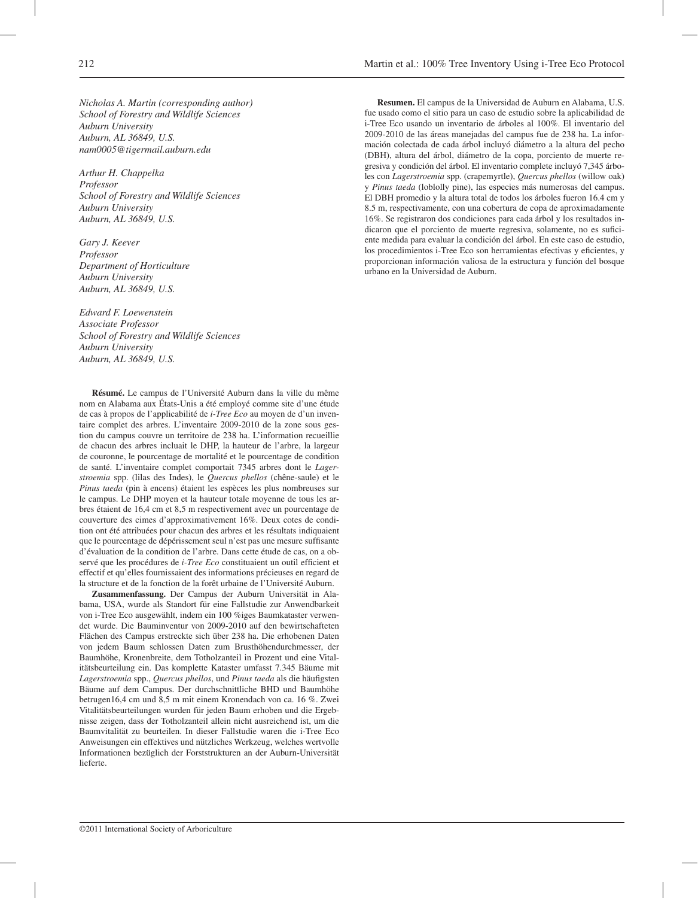*Nicholas A. Martin (corresponding author)*
*School of Forestry and Wildlife Sciences*
*Auburn University*
*Auburn, AL 36849, U.S.*
*nam0005@tigermail.auburn.edu*

*Arthur H. Chappelka*
*Professor*
*School of Forestry and Wildlife Sciences*
*Auburn University*
*Auburn, AL 36849, U.S.*

*Gary J. Keever*
*Professor*
*Department of Horticulture*
*Auburn University*
*Auburn, AL 36849, U.S.*

*Edward F. Loewenstein*
*Associate Professor*
*School of Forestry and Wildlife Sciences*
*Auburn University*
*Auburn, AL 36849, U.S.*

**Résumé.** Le campus de l'Université Auburn dans la ville du même nom en Alabama aux États-Unis a été employé comme site d'une étude de cas à propos de l'applicabilité de *i-Tree Eco* au moyen de d'un inventaire complet des arbres. L'inventaire 2009-2010 de la zone sous gestion du campus couvre un territoire de 238 ha. L'information recueillie de chacun des arbres incluait le DHP, la hauteur de l'arbre, la largeur de couronne, le pourcentage de mortalité et le pourcentage de condition de santé. L'inventaire complet comportait 7345 arbres dont le *Lagerstroemia* spp. (lilas des Indes), le *Quercus phellos* (chêne-saule) et le *Pinus taeda* (pin à encens) étaient les espèces les plus nombreuses sur le campus. Le DHP moyen et la hauteur totale moyenne de tous les arbres étaient de 16,4 cm et 8,5 m respectivement avec un pourcentage de couverture des cimes d'approximativement 16%. Deux cotes de condition ont été attribuées pour chacun des arbres et les résultats indiquaient que le pourcentage de dépérissement seul n'est pas une mesure suffisante d'évaluation de la condition de l'arbre. Dans cette étude de cas, on a observé que les procédures de *i-Tree Eco* constituaient un outil efficient et effectif et qu'elles fournissaient des informations précieuses en regard de la structure et de la fonction de la forêt urbaine de l'Université Auburn.

**Zusammenfassung.** Der Campus der Auburn Universität in Alabama, USA, wurde als Standort für eine Fallstudie zur Anwendbarkeit von i-Tree Eco ausgewählt, indem ein 100 %iges Baumkataster verwendet wurde. Die Bauminventur von 2009-2010 auf den bewirtschafteten Flächen des Campus erstreckte sich über 238 ha. Die erhobenen Daten von jedem Baum schlossen Daten zum Brusthöhendurchmesser, der Baumhöhe, Kronenbreite, dem Totholzanteil in Prozent und eine Vitalitätsbeurteilung ein. Das komplette Kataster umfasst 7.345 Bäume mit *Lagerstroemia* spp., *Quercus phellos*, und *Pinus taeda* als die häufigsten Bäume auf dem Campus. Der durchschnittliche BHD und Baumhöhe betrugen16,4 cm und 8,5 m mit einem Kronendach von ca. 16 %. Zwei Vitalitätsbeurteilungen wurden für jeden Baum erhoben und die Ergebnisse zeigen, dass der Totholzanteil allein nicht ausreichend ist, um die Baumvitalität zu beurteilen. In dieser Fallstudie waren die i-Tree Eco Anweisungen ein effektives und nützliches Werkzeug, welches wertvolle Informationen bezüglich der Forststrukturen an der Auburn-Universität lieferte.

**Resumen.** El campus de la Universidad de Auburn en Alabama, U.S. fue usado como el sitio para un caso de estudio sobre la aplicabilidad de i-Tree Eco usando un inventario de árboles al 100%. El inventario del 2009-2010 de las áreas manejadas del campus fue de 238 ha. La información colectada de cada árbol incluyó diámetro a la altura del pecho (DBH), altura del árbol, diámetro de la copa, porciento de muerte regresiva y condición del árbol. El inventario complete incluyó 7,345 árboles con *Lagerstroemia* spp. (crapemyrtle), *Quercus phellos* (willow oak) y *Pinus taeda* (loblolly pine), las especies más numerosas del campus. El DBH promedio y la altura total de todos los árboles fueron 16.4 cm y 8.5 m, respectivamente, con una cobertura de copa de aproximadamente 16%. Se registraron dos condiciones para cada árbol y los resultados indicaron que el porciento de muerte regresiva, solamente, no es suficiente medida para evaluar la condición del árbol. En este caso de estudio, los procedimientos i-Tree Eco son herramientas efectivas y eficientes, y proporcionan información valiosa de la estructura y función del bosque urbano en la Universidad de Auburn.